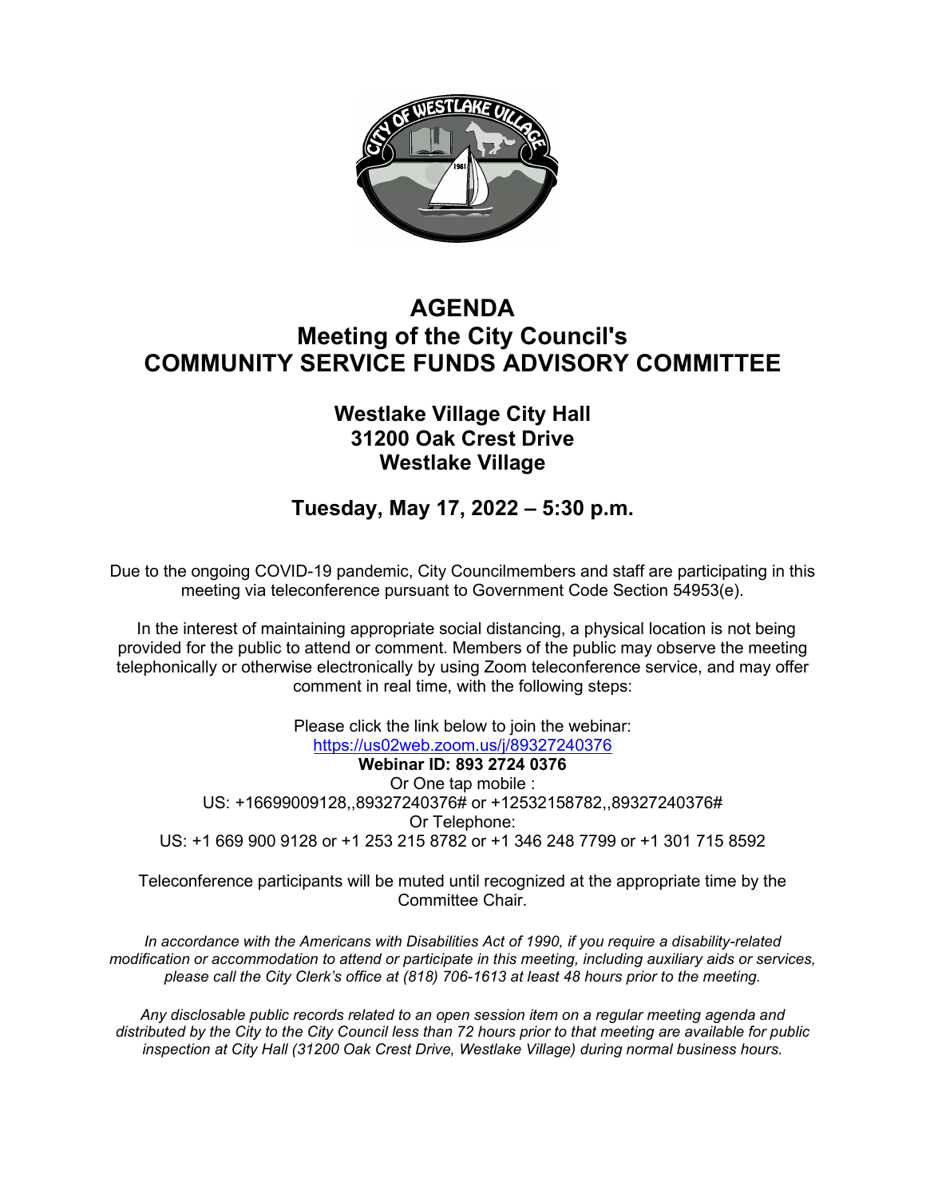# AGENDA
# Meeting of the City Council's
# COMMUNITY SERVICE FUNDS ADVISORY COMMITTEE

## Westlake Village City Hall
## 31200 Oak Crest Drive
## Westlake Village

## Tuesday, May 17, 2022 – 5:30 p.m.

Due to the ongoing COVID-19 pandemic, City Councilmembers and staff are participating in this meeting via teleconference pursuant to Government Code Section 54953(e).

In the interest of maintaining appropriate social distancing, a physical location is not being provided for the public to attend or comment. Members of the public may observe the meeting telephonically or otherwise electronically by using Zoom teleconference service, and may offer comment in real time, with the following steps:

Please click the link below to join the webinar:
https://us02web.zoom.us/j/89327240376
**Webinar ID: 893 2724 0376**
Or One tap mobile :
US: +16699009128,,89327240376# or +12532158782,,89327240376#
Or Telephone:
US: +1 669 900 9128 or +1 253 215 8782 or +1 346 248 7799 or +1 301 715 8592

Teleconference participants will be muted until recognized at the appropriate time by the Committee Chair.

*In accordance with the Americans with Disabilities Act of 1990, if you require a disability-related modification or accommodation to attend or participate in this meeting, including auxiliary aids or services, please call the City Clerk's office at (818) 706-1613 at least 48 hours prior to the meeting.*

*Any disclosable public records related to an open session item on a regular meeting agenda and distributed by the City to the City Council less than 72 hours prior to that meeting are available for public inspection at City Hall (31200 Oak Crest Drive, Westlake Village) during normal business hours.*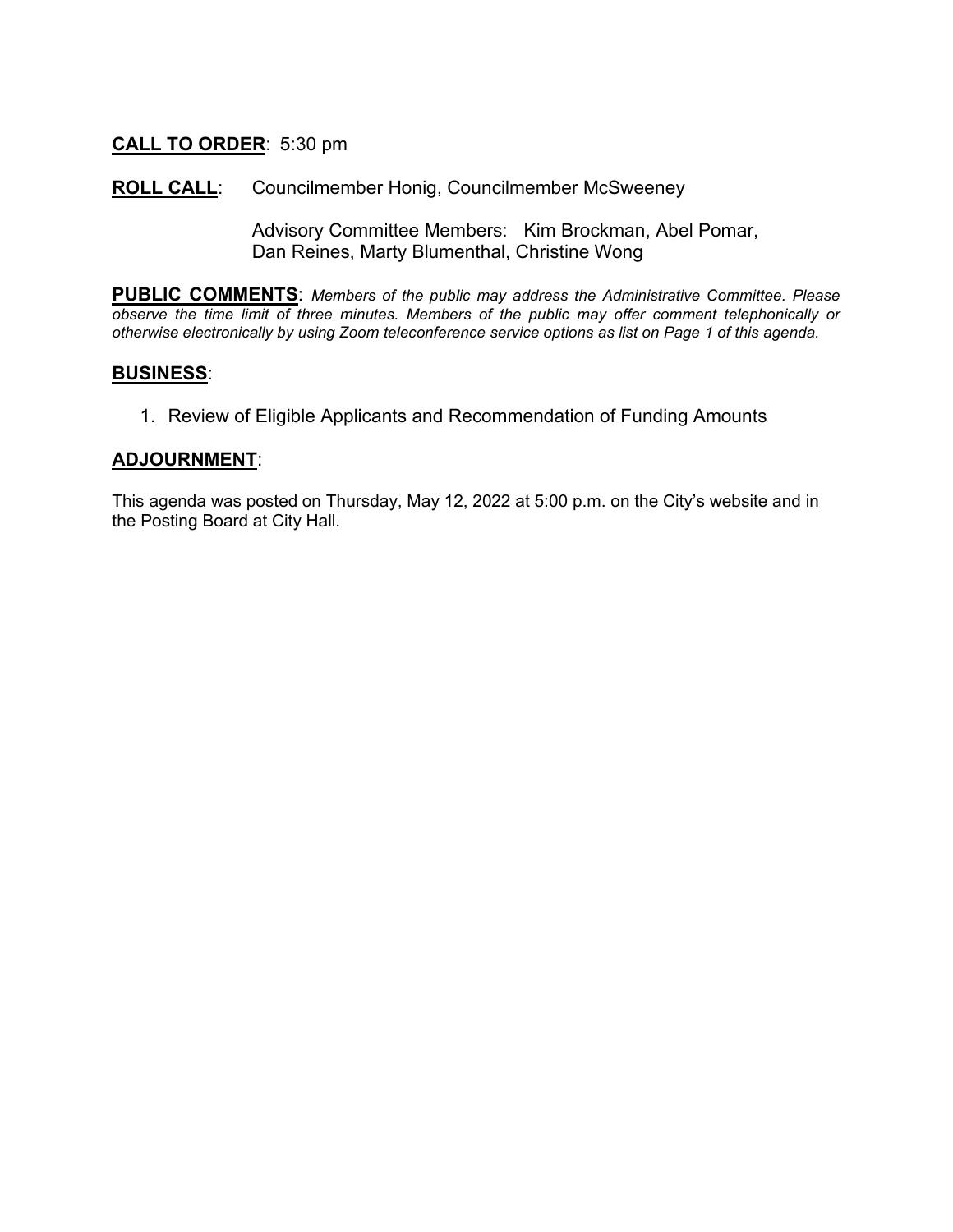**CALL TO ORDER**: 5:30 pm

**ROLL CALL**: Councilmember Honig, Councilmember McSweeney

Advisory Committee Members: Kim Brockman, Abel Pomar, Dan Reines, Marty Blumenthal, Christine Wong

**PUBLIC COMMENTS**: *Members of the public may address the Administrative Committee. Please observe the time limit of three minutes. Members of the public may offer comment telephonically or otherwise electronically by using Zoom teleconference service options as list on Page 1 of this agenda.*

**BUSINESS**:

1. Review of Eligible Applicants and Recommendation of Funding Amounts

**ADJOURNMENT**:

This agenda was posted on Thursday, May 12, 2022 at 5:00 p.m. on the City's website and in the Posting Board at City Hall.